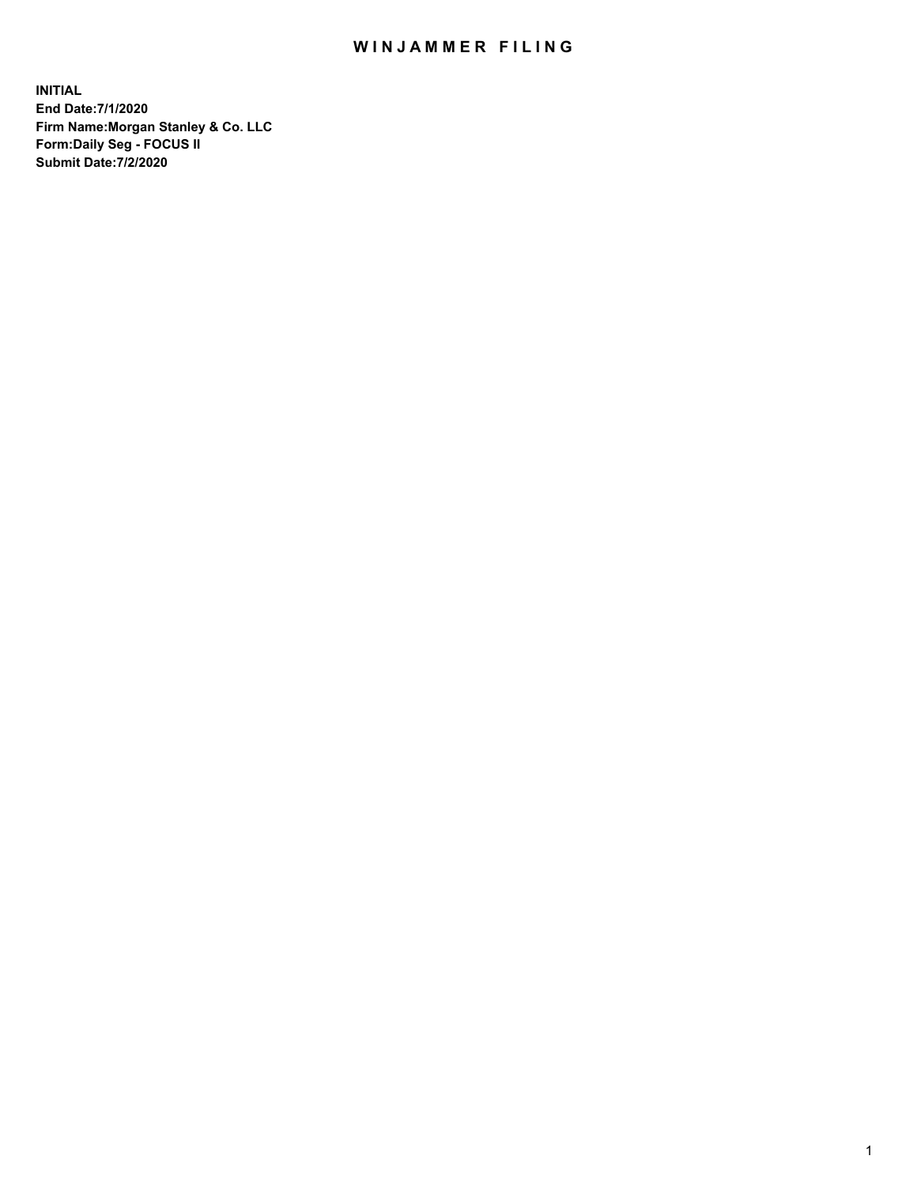# WINJAMMER FILING

**INITIAL**
**End Date:7/1/2020**
**Firm Name:Morgan Stanley & Co. LLC**
**Form:Daily Seg - FOCUS II**
**Submit Date:7/2/2020**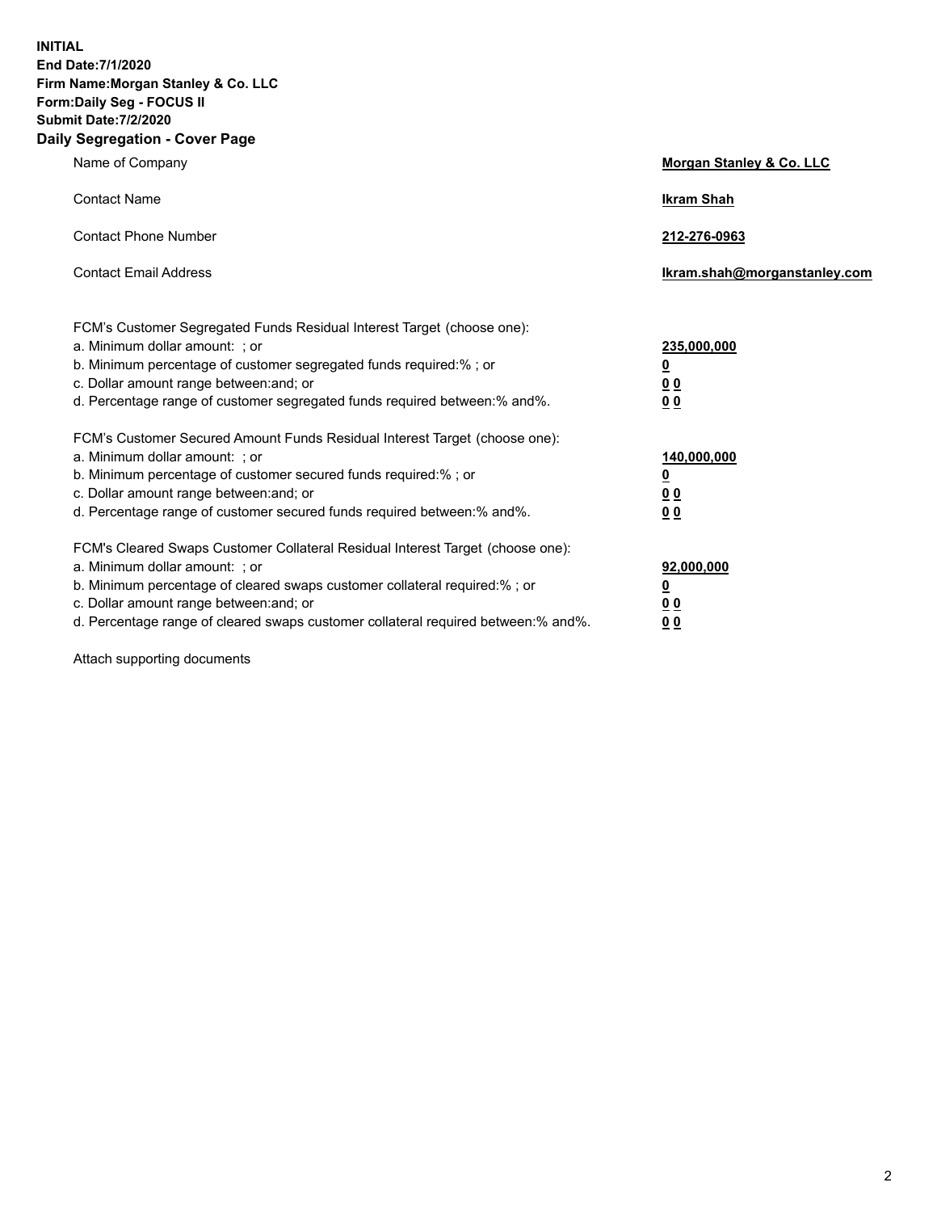**INITIAL**
**End Date:7/1/2020**
**Firm Name:Morgan Stanley & Co. LLC**
**Form:Daily Seg - FOCUS II**
**Submit Date:7/2/2020**

## Daily Segregation - Cover Page

| | |
|---|---|
| Name of Company | **Morgan Stanley & Co. LLC** |
| Contact Name | **Ikram Shah** |
| Contact Phone Number | **212-276-0963** |
| Contact Email Address | **Ikram.shah@morganstanley.com** |

| | |
|---|---|
| FCM's Customer Segregated Funds Residual Interest Target (choose one): | |
| a. Minimum dollar amount: ; or | **235,000,000** |
| b. Minimum percentage of customer segregated funds required:% ; or | **0** |
| c. Dollar amount range between:and; or | **0 0** |
| d. Percentage range of customer segregated funds required between:% and%. | **0 0** |
| FCM's Customer Secured Amount Funds Residual Interest Target (choose one): | |
| a. Minimum dollar amount: ; or | **140,000,000** |
| b. Minimum percentage of customer secured funds required:% ; or | **0** |
| c. Dollar amount range between:and; or | **0 0** |
| d. Percentage range of customer secured funds required between:% and%. | **0 0** |
| FCM's Cleared Swaps Customer Collateral Residual Interest Target (choose one): | |
| a. Minimum dollar amount: ; or | **92,000,000** |
| b. Minimum percentage of cleared swaps customer collateral required:% ; or | **0** |
| c. Dollar amount range between:and; or | **0 0** |
| d. Percentage range of cleared swaps customer collateral required between:% and%. | **0 0** |

Attach supporting documents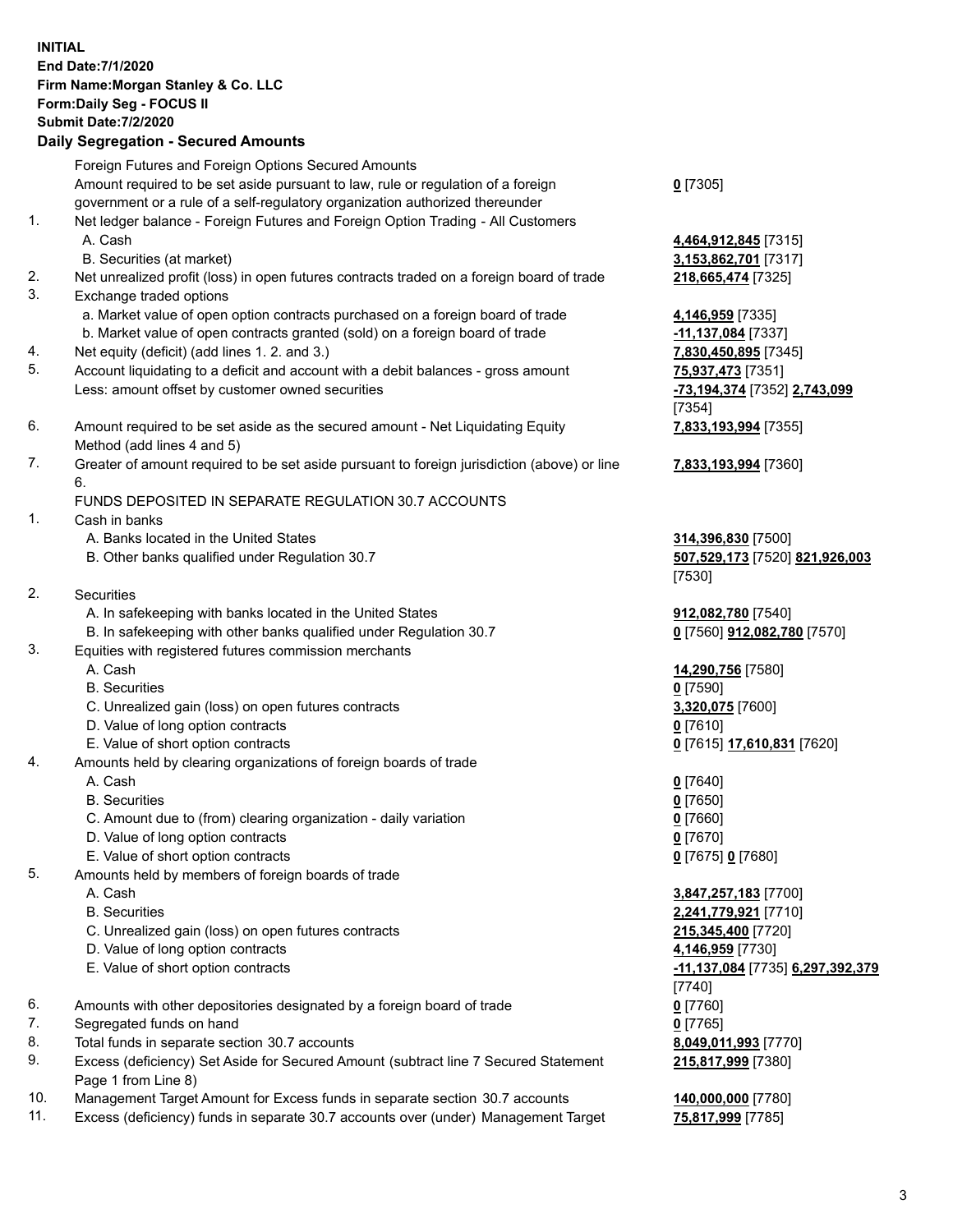**INITIAL**
**End Date:7/1/2020**
**Firm Name:Morgan Stanley & Co. LLC**
**Form:Daily Seg - FOCUS II**
**Submit Date:7/2/2020**

**Daily Segregation - Secured Amounts**

| | Item | Amount |
|---|---|---|
| | Foreign Futures and Foreign Options Secured Amounts | |
| | Amount required to be set aside pursuant to law, rule or regulation of a foreign government or a rule of a self-regulatory organization authorized thereunder | **0** [7305] |
| 1. | Net ledger balance - Foreign Futures and Foreign Option Trading - All Customers | |
| | A. Cash | **4,464,912,845** [7315] |
| | B. Securities (at market) | **3,153,862,701** [7317] |
| 2. | Net unrealized profit (loss) in open futures contracts traded on a foreign board of trade | **218,665,474** [7325] |
| 3. | Exchange traded options | |
| | a. Market value of open option contracts purchased on a foreign board of trade | **4,146,959** [7335] |
| | b. Market value of open contracts granted (sold) on a foreign board of trade | **-11,137,084** [7337] |
| 4. | Net equity (deficit) (add lines 1. 2. and 3.) | **7,830,450,895** [7345] |
| 5. | Account liquidating to a deficit and account with a debit balances - gross amount | **75,937,473** [7351] |
| | Less: amount offset by customer owned securities | **-73,194,374** [7352] **2,743,099** [7354] |
| 6. | Amount required to be set aside as the secured amount - Net Liquidating Equity Method (add lines 4 and 5) | **7,833,193,994** [7355] |
| 7. | Greater of amount required to be set aside pursuant to foreign jurisdiction (above) or line 6. | **7,833,193,994** [7360] |
| | FUNDS DEPOSITED IN SEPARATE REGULATION 30.7 ACCOUNTS | |
| 1. | Cash in banks | |
| | A. Banks located in the United States | **314,396,830** [7500] |
| | B. Other banks qualified under Regulation 30.7 | **507,529,173** [7520] **821,926,003** [7530] |
| 2. | Securities | |
| | A. In safekeeping with banks located in the United States | **912,082,780** [7540] |
| | B. In safekeeping with other banks qualified under Regulation 30.7 | **0** [7560] **912,082,780** [7570] |
| 3. | Equities with registered futures commission merchants | |
| | A. Cash | **14,290,756** [7580] |
| | B. Securities | **0** [7590] |
| | C. Unrealized gain (loss) on open futures contracts | **3,320,075** [7600] |
| | D. Value of long option contracts | **0** [7610] |
| | E. Value of short option contracts | **0** [7615] **17,610,831** [7620] |
| 4. | Amounts held by clearing organizations of foreign boards of trade | |
| | A. Cash | **0** [7640] |
| | B. Securities | **0** [7650] |
| | C. Amount due to (from) clearing organization - daily variation | **0** [7660] |
| | D. Value of long option contracts | **0** [7670] |
| | E. Value of short option contracts | **0** [7675] **0** [7680] |
| 5. | Amounts held by members of foreign boards of trade | |
| | A. Cash | **3,847,257,183** [7700] |
| | B. Securities | **2,241,779,921** [7710] |
| | C. Unrealized gain (loss) on open futures contracts | **215,345,400** [7720] |
| | D. Value of long option contracts | **4,146,959** [7730] |
| | E. Value of short option contracts | **-11,137,084** [7735] **6,297,392,379** [7740] |
| 6. | Amounts with other depositories designated by a foreign board of trade | **0** [7760] |
| 7. | Segregated funds on hand | **0** [7765] |
| 8. | Total funds in separate section 30.7 accounts | **8,049,011,993** [7770] |
| 9. | Excess (deficiency) Set Aside for Secured Amount (subtract line 7 Secured Statement Page 1 from Line 8) | **215,817,999** [7380] |
| 10. | Management Target Amount for Excess funds in separate section 30.7 accounts | **140,000,000** [7780] |
| 11. | Excess (deficiency) funds in separate 30.7 accounts over (under) Management Target | **75,817,999** [7785] |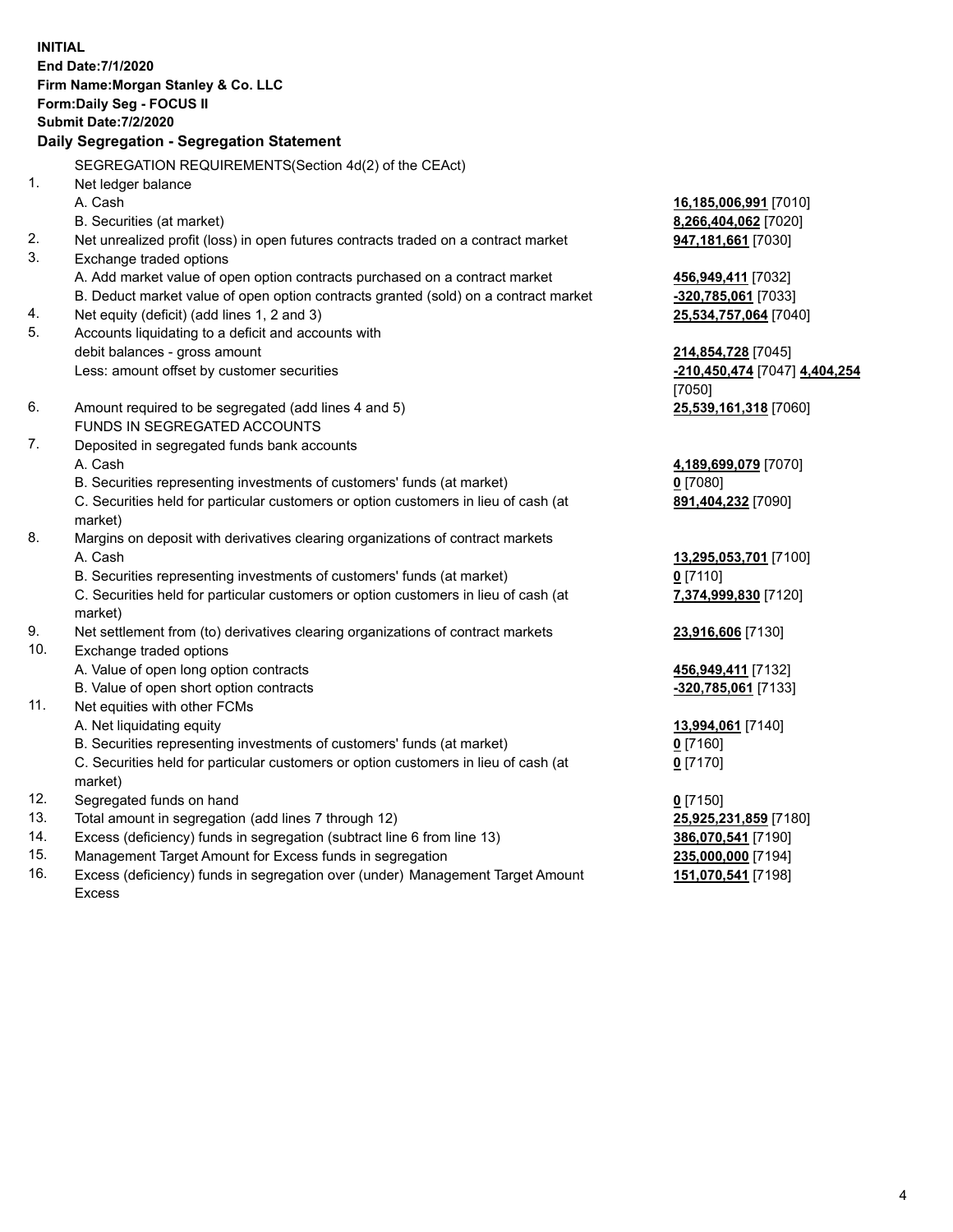**INITIAL**
**End Date:7/1/2020**
**Firm Name:Morgan Stanley & Co. LLC**
**Form:Daily Seg - FOCUS II**
**Submit Date:7/2/2020**

## Daily Segregation - Segregation Statement

| | SEGREGATION REQUIREMENTS(Section 4d(2) of the CEAct) | |
|---|---|---|
| 1. | Net ledger balance | |
| | A. Cash | **16,185,006,991** [7010] |
| | B. Securities (at market) | **8,266,404,062** [7020] |
| 2. | Net unrealized profit (loss) in open futures contracts traded on a contract market | **947,181,661** [7030] |
| 3. | Exchange traded options | |
| | A. Add market value of open option contracts purchased on a contract market | **456,949,411** [7032] |
| | B. Deduct market value of open option contracts granted (sold) on a contract market | **-320,785,061** [7033] |
| 4. | Net equity (deficit) (add lines 1, 2 and 3) | **25,534,757,064** [7040] |
| 5. | Accounts liquidating to a deficit and accounts with debit balances - gross amount | **214,854,728** [7045] |
| | Less: amount offset by customer securities | **-210,450,474** [7047] **4,404,254** [7050] |
| 6. | Amount required to be segregated (add lines 4 and 5) | **25,539,161,318** [7060] |
| | FUNDS IN SEGREGATED ACCOUNTS | |
| 7. | Deposited in segregated funds bank accounts | |
| | A. Cash | **4,189,699,079** [7070] |
| | B. Securities representing investments of customers' funds (at market) | **0** [7080] |
| | C. Securities held for particular customers or option customers in lieu of cash (at market) | **891,404,232** [7090] |
| 8. | Margins on deposit with derivatives clearing organizations of contract markets | |
| | A. Cash | **13,295,053,701** [7100] |
| | B. Securities representing investments of customers' funds (at market) | **0** [7110] |
| | C. Securities held for particular customers or option customers in lieu of cash (at market) | **7,374,999,830** [7120] |
| 9. | Net settlement from (to) derivatives clearing organizations of contract markets | **23,916,606** [7130] |
| 10. | Exchange traded options | |
| | A. Value of open long option contracts | **456,949,411** [7132] |
| | B. Value of open short option contracts | **-320,785,061** [7133] |
| 11. | Net equities with other FCMs | |
| | A. Net liquidating equity | **13,994,061** [7140] |
| | B. Securities representing investments of customers' funds (at market) | **0** [7160] |
| | C. Securities held for particular customers or option customers in lieu of cash (at market) | **0** [7170] |
| 12. | Segregated funds on hand | **0** [7150] |
| 13. | Total amount in segregation (add lines 7 through 12) | **25,925,231,859** [7180] |
| 14. | Excess (deficiency) funds in segregation (subtract line 6 from line 13) | **386,070,541** [7190] |
| 15. | Management Target Amount for Excess funds in segregation | **235,000,000** [7194] |
| 16. | Excess (deficiency) funds in segregation over (under) Management Target Amount Excess | **151,070,541** [7198] |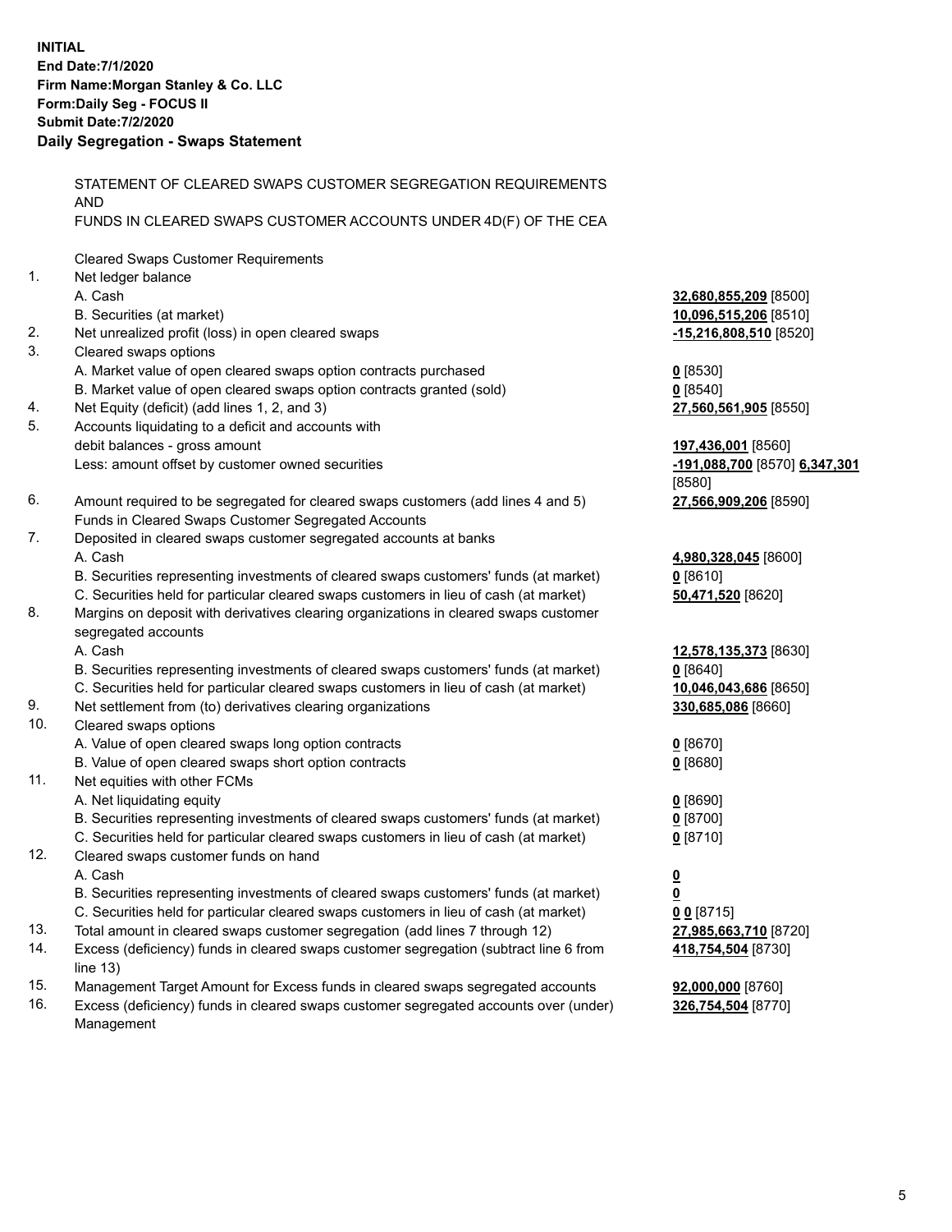**INITIAL**
**End Date:7/1/2020**
**Firm Name:Morgan Stanley & Co. LLC**
**Form:Daily Seg - FOCUS II**
**Submit Date:7/2/2020**
**Daily Segregation - Swaps Statement**

STATEMENT OF CLEARED SWAPS CUSTOMER SEGREGATION REQUIREMENTS AND FUNDS IN CLEARED SWAPS CUSTOMER ACCOUNTS UNDER 4D(F) OF THE CEA

| | | |
|---|---|---|
| | Cleared Swaps Customer Requirements | |
| 1. | Net ledger balance | |
| | A. Cash | **32,680,855,209** [8500] |
| | B. Securities (at market) | **10,096,515,206** [8510] |
| 2. | Net unrealized profit (loss) in open cleared swaps | **-15,216,808,510** [8520] |
| 3. | Cleared swaps options | |
| | A. Market value of open cleared swaps option contracts purchased | **0** [8530] |
| | B. Market value of open cleared swaps option contracts granted (sold) | **0** [8540] |
| 4. | Net Equity (deficit) (add lines 1, 2, and 3) | **27,560,561,905** [8550] |
| 5. | Accounts liquidating to a deficit and accounts with debit balances - gross amount | **197,436,001** [8560] |
| | Less: amount offset by customer owned securities | **-191,088,700** [8570] **6,347,301** [8580] |
| 6. | Amount required to be segregated for cleared swaps customers (add lines 4 and 5) | **27,566,909,206** [8590] |
| | Funds in Cleared Swaps Customer Segregated Accounts | |
| 7. | Deposited in cleared swaps customer segregated accounts at banks | |
| | A. Cash | **4,980,328,045** [8600] |
| | B. Securities representing investments of cleared swaps customers' funds (at market) | **0** [8610] |
| | C. Securities held for particular cleared swaps customers in lieu of cash (at market) | **50,471,520** [8620] |
| 8. | Margins on deposit with derivatives clearing organizations in cleared swaps customer segregated accounts | |
| | A. Cash | **12,578,135,373** [8630] |
| | B. Securities representing investments of cleared swaps customers' funds (at market) | **0** [8640] |
| | C. Securities held for particular cleared swaps customers in lieu of cash (at market) | **10,046,043,686** [8650] |
| 9. | Net settlement from (to) derivatives clearing organizations | **330,685,086** [8660] |
| 10. | Cleared swaps options | |
| | A. Value of open cleared swaps long option contracts | **0** [8670] |
| | B. Value of open cleared swaps short option contracts | **0** [8680] |
| 11. | Net equities with other FCMs | |
| | A. Net liquidating equity | **0** [8690] |
| | B. Securities representing investments of cleared swaps customers' funds (at market) | **0** [8700] |
| | C. Securities held for particular cleared swaps customers in lieu of cash (at market) | **0** [8710] |
| 12. | Cleared swaps customer funds on hand | |
| | A. Cash | **0** |
| | B. Securities representing investments of cleared swaps customers' funds (at market) | **0** |
| | C. Securities held for particular cleared swaps customers in lieu of cash (at market) | **0** **0** [8715] |
| 13. | Total amount in cleared swaps customer segregation (add lines 7 through 12) | **27,985,663,710** [8720] |
| 14. | Excess (deficiency) funds in cleared swaps customer segregation (subtract line 6 from line 13) | **418,754,504** [8730] |
| 15. | Management Target Amount for Excess funds in cleared swaps segregated accounts | **92,000,000** [8760] |
| 16. | Excess (deficiency) funds in cleared swaps customer segregated accounts over (under) Management | **326,754,504** [8770] |